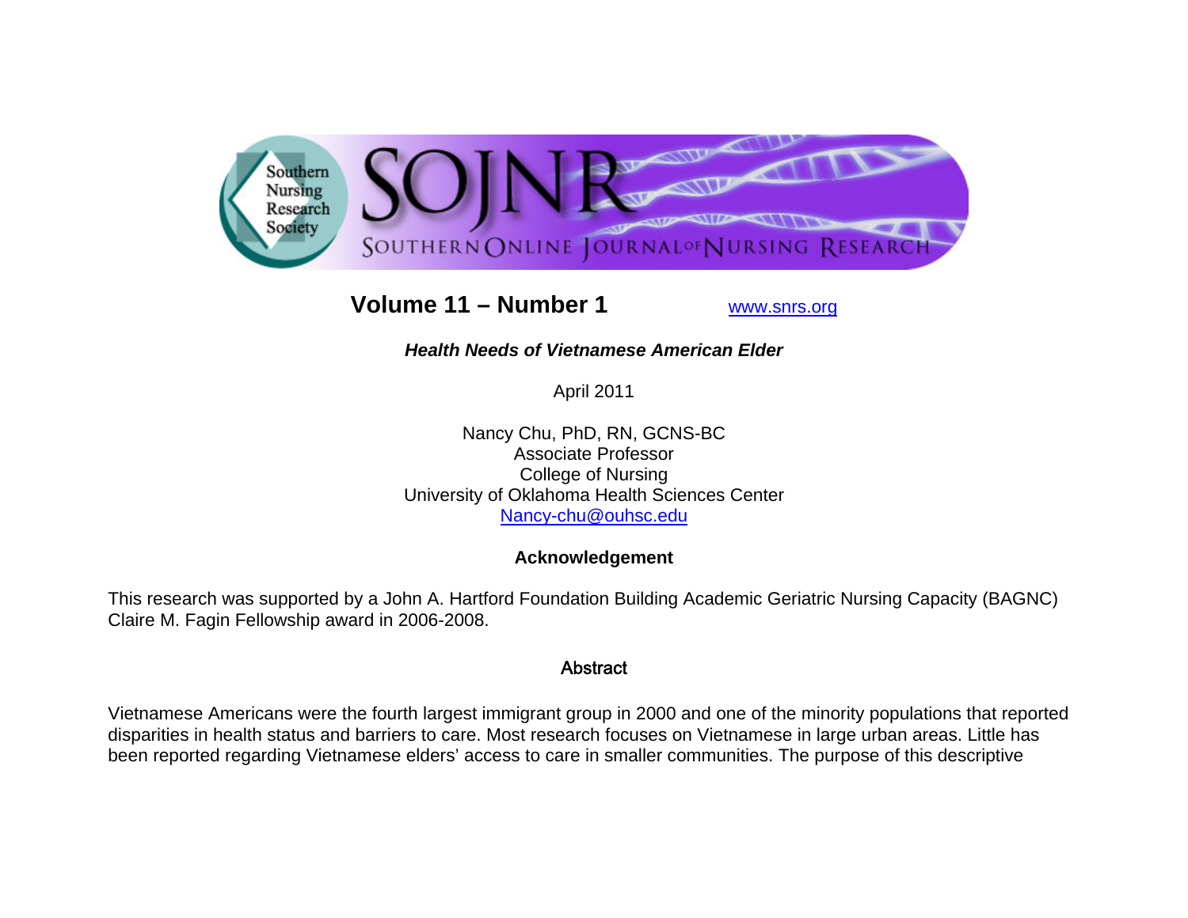Southern Nursing Research Society

# SOJNR

SOUTHERN ONLINE JOURNAL OF NURSING RESEARCH

**Volume 11 – Number 1** www.snrs.org

## *Health Needs of Vietnamese American Elder*

April 2011

Nancy Chu, PhD, RN, GCNS-BC
Associate Professor
College of Nursing
University of Oklahoma Health Sciences Center
Nancy-chu@ouhsc.edu

### Acknowledgement

This research was supported by a John A. Hartford Foundation Building Academic Geriatric Nursing Capacity (BAGNC) Claire M. Fagin Fellowship award in 2006-2008.

### Abstract

Vietnamese Americans were the fourth largest immigrant group in 2000 and one of the minority populations that reported disparities in health status and barriers to care. Most research focuses on Vietnamese in large urban areas. Little has been reported regarding Vietnamese elders' access to care in smaller communities. The purpose of this descriptive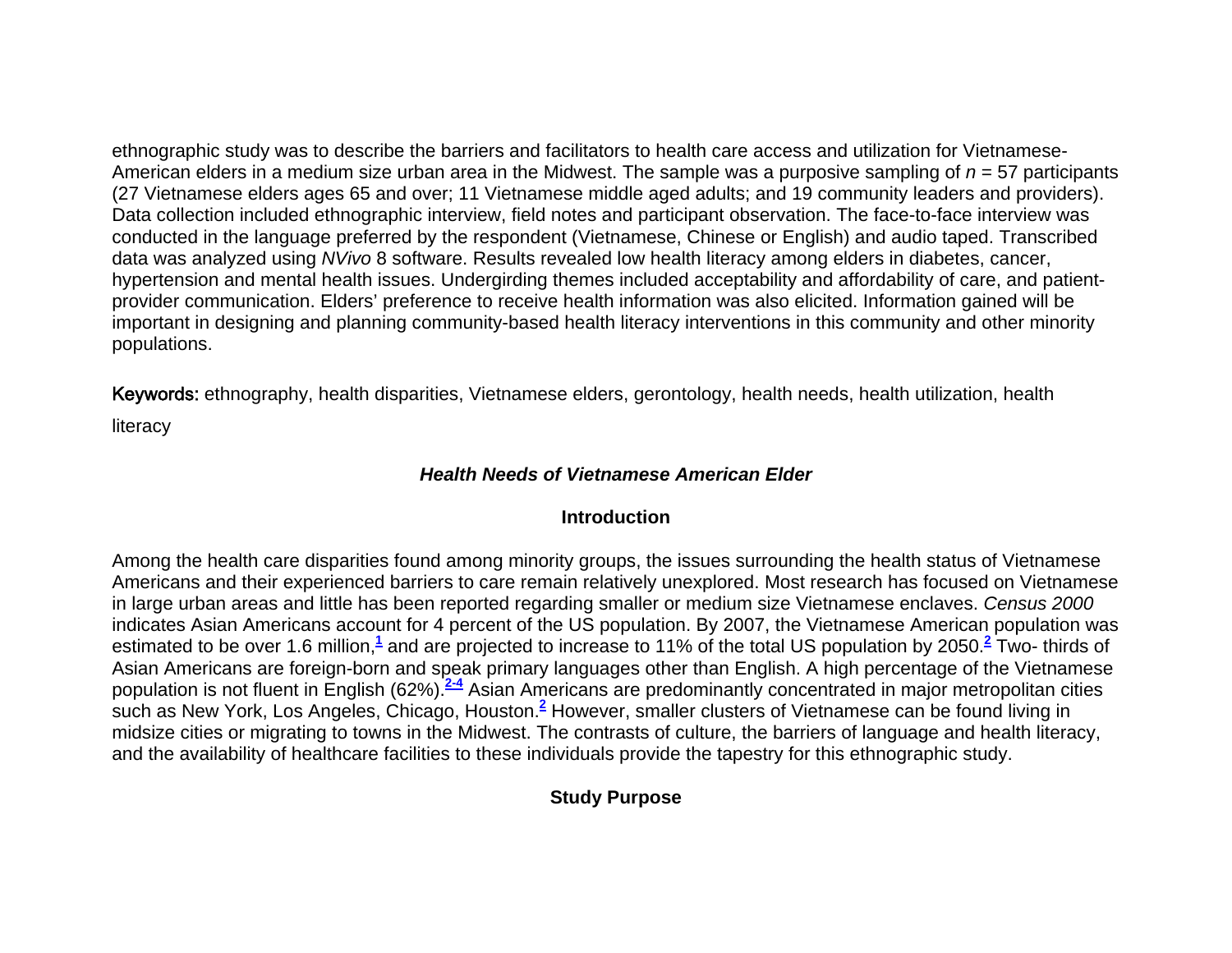ethnographic study was to describe the barriers and facilitators to health care access and utilization for Vietnamese-American elders in a medium size urban area in the Midwest. The sample was a purposive sampling of $n$ = 57 participants (27 Vietnamese elders ages 65 and over; 11 Vietnamese middle aged adults; and 19 community leaders and providers). Data collection included ethnographic interview, field notes and participant observation. The face-to-face interview was conducted in the language preferred by the respondent (Vietnamese, Chinese or English) and audio taped. Transcribed data was analyzed using *NVivo* 8 software. Results revealed low health literacy among elders in diabetes, cancer, hypertension and mental health issues. Undergirding themes included acceptability and affordability of care, and patient-provider communication. Elders' preference to receive health information was also elicited. Information gained will be important in designing and planning community-based health literacy interventions in this community and other minority populations.

**Keywords:** ethnography, health disparities, Vietnamese elders, gerontology, health needs, health utilization, health literacy

## *Health Needs of Vietnamese American Elder*

### Introduction

Among the health care disparities found among minority groups, the issues surrounding the health status of Vietnamese Americans and their experienced barriers to care remain relatively unexplored. Most research has focused on Vietnamese in large urban areas and little has been reported regarding smaller or medium size Vietnamese enclaves. *Census 2000* indicates Asian Americans account for 4 percent of the US population. By 2007, the Vietnamese American population was estimated to be over 1.6 million,[1] and are projected to increase to 11% of the total US population by 2050.[2] Two- thirds of Asian Americans are foreign-born and speak primary languages other than English. A high percentage of the Vietnamese population is not fluent in English (62%).[2-4] Asian Americans are predominantly concentrated in major metropolitan cities such as New York, Los Angeles, Chicago, Houston.[2] However, smaller clusters of Vietnamese can be found living in midsize cities or migrating to towns in the Midwest. The contrasts of culture, the barriers of language and health literacy, and the availability of healthcare facilities to these individuals provide the tapestry for this ethnographic study.

### Study Purpose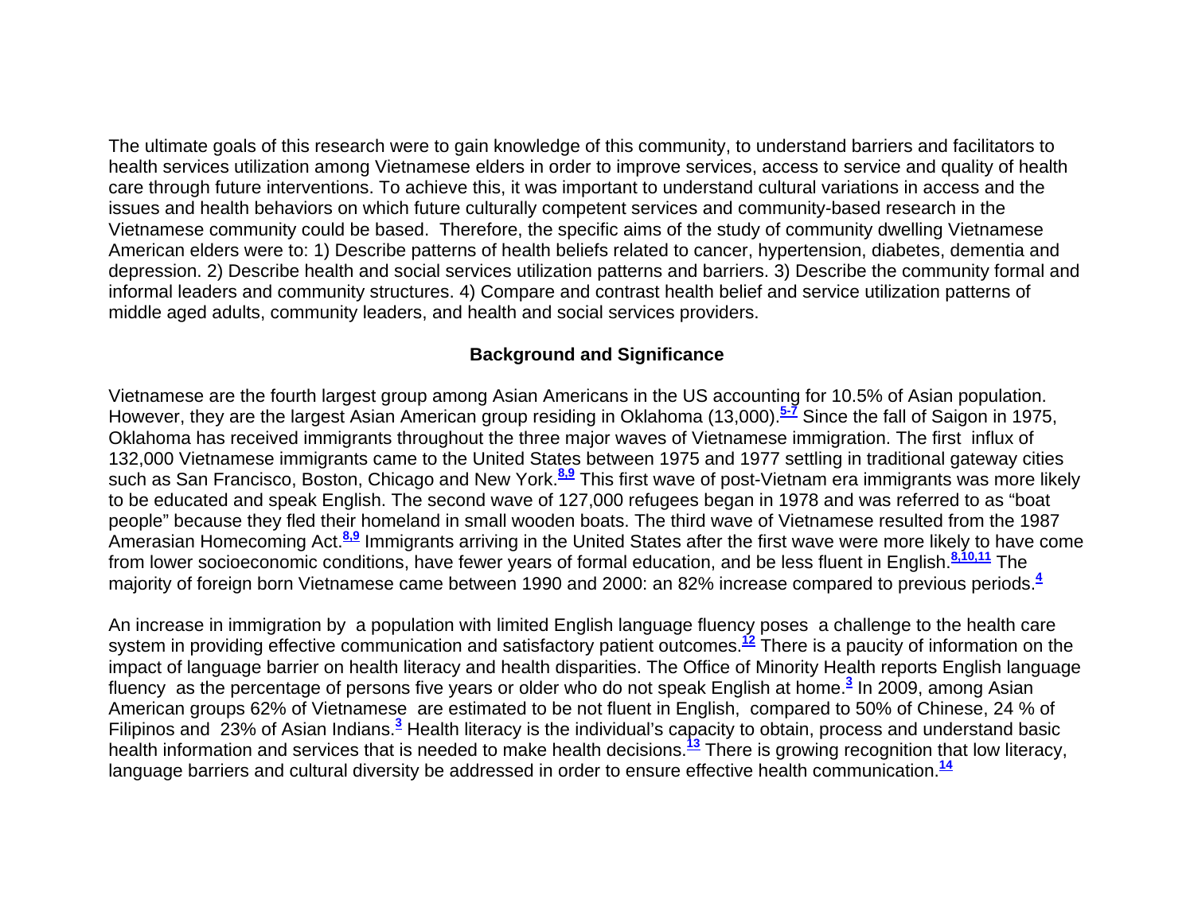The ultimate goals of this research were to gain knowledge of this community, to understand barriers and facilitators to health services utilization among Vietnamese elders in order to improve services, access to service and quality of health care through future interventions. To achieve this, it was important to understand cultural variations in access and the issues and health behaviors on which future culturally competent services and community-based research in the Vietnamese community could be based. Therefore, the specific aims of the study of community dwelling Vietnamese American elders were to: 1) Describe patterns of health beliefs related to cancer, hypertension, diabetes, dementia and depression. 2) Describe health and social services utilization patterns and barriers. 3) Describe the community formal and informal leaders and community structures. 4) Compare and contrast health belief and service utilization patterns of middle aged adults, community leaders, and health and social services providers.

## Background and Significance

Vietnamese are the fourth largest group among Asian Americans in the US accounting for 10.5% of Asian population. However, they are the largest Asian American group residing in Oklahoma (13,000).[5-7] Since the fall of Saigon in 1975, Oklahoma has received immigrants throughout the three major waves of Vietnamese immigration. The first influx of 132,000 Vietnamese immigrants came to the United States between 1975 and 1977 settling in traditional gateway cities such as San Francisco, Boston, Chicago and New York.[8,9] This first wave of post-Vietnam era immigrants was more likely to be educated and speak English. The second wave of 127,000 refugees began in 1978 and was referred to as "boat people" because they fled their homeland in small wooden boats. The third wave of Vietnamese resulted from the 1987 Amerasian Homecoming Act.[8,9] Immigrants arriving in the United States after the first wave were more likely to have come from lower socioeconomic conditions, have fewer years of formal education, and be less fluent in English.[8,10,11] The majority of foreign born Vietnamese came between 1990 and 2000: an 82% increase compared to previous periods.[4]

An increase in immigration by a population with limited English language fluency poses a challenge to the health care system in providing effective communication and satisfactory patient outcomes.[12] There is a paucity of information on the impact of language barrier on health literacy and health disparities. The Office of Minority Health reports English language fluency as the percentage of persons five years or older who do not speak English at home.[3] In 2009, among Asian American groups 62% of Vietnamese are estimated to be not fluent in English, compared to 50% of Chinese, 24 % of Filipinos and 23% of Asian Indians.[3] Health literacy is the individual's capacity to obtain, process and understand basic health information and services that is needed to make health decisions.[13] There is growing recognition that low literacy, language barriers and cultural diversity be addressed in order to ensure effective health communication.[14]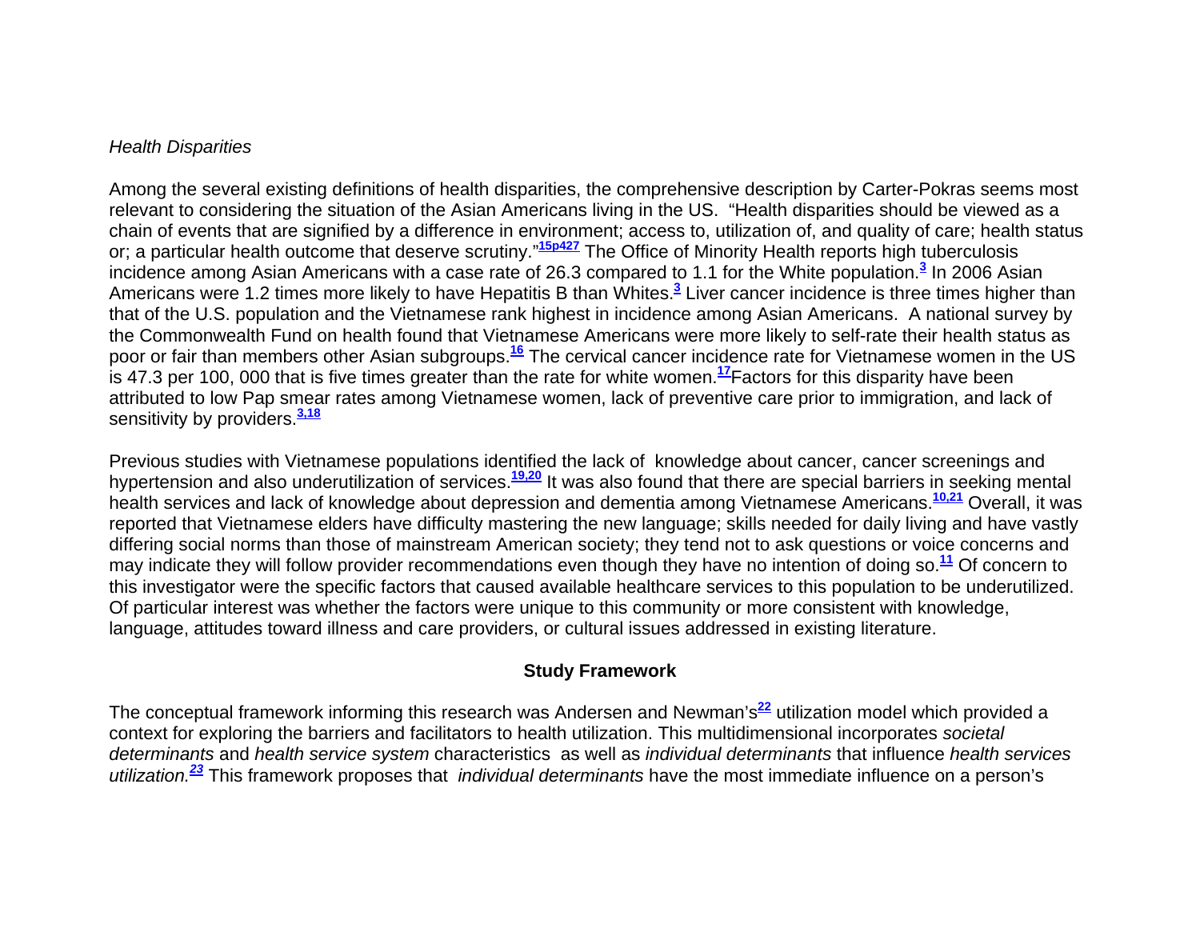*Health Disparities*

Among the several existing definitions of health disparities, the comprehensive description by Carter-Pokras seems most relevant to considering the situation of the Asian Americans living in the US. "Health disparities should be viewed as a chain of events that are signified by a difference in environment; access to, utilization of, and quality of care; health status or; a particular health outcome that deserve scrutiny."[15p427] The Office of Minority Health reports high tuberculosis incidence among Asian Americans with a case rate of 26.3 compared to 1.1 for the White population.[3] In 2006 Asian Americans were 1.2 times more likely to have Hepatitis B than Whites.[3] Liver cancer incidence is three times higher than that of the U.S. population and the Vietnamese rank highest in incidence among Asian Americans. A national survey by the Commonwealth Fund on health found that Vietnamese Americans were more likely to self-rate their health status as poor or fair than members other Asian subgroups.[16] The cervical cancer incidence rate for Vietnamese women in the US is 47.3 per 100, 000 that is five times greater than the rate for white women.[17]Factors for this disparity have been attributed to low Pap smear rates among Vietnamese women, lack of preventive care prior to immigration, and lack of sensitivity by providers.[3,18]

Previous studies with Vietnamese populations identified the lack of knowledge about cancer, cancer screenings and hypertension and also underutilization of services.[19,20] It was also found that there are special barriers in seeking mental health services and lack of knowledge about depression and dementia among Vietnamese Americans.[10,21] Overall, it was reported that Vietnamese elders have difficulty mastering the new language; skills needed for daily living and have vastly differing social norms than those of mainstream American society; they tend not to ask questions or voice concerns and may indicate they will follow provider recommendations even though they have no intention of doing so.[11] Of concern to this investigator were the specific factors that caused available healthcare services to this population to be underutilized. Of particular interest was whether the factors were unique to this community or more consistent with knowledge, language, attitudes toward illness and care providers, or cultural issues addressed in existing literature.

## Study Framework

The conceptual framework informing this research was Andersen and Newman's[22] utilization model which provided a context for exploring the barriers and facilitators to health utilization. This multidimensional incorporates *societal determinants* and *health service system* characteristics as well as *individual determinants* that influence *health services utilization.*[23] This framework proposes that *individual determinants* have the most immediate influence on a person's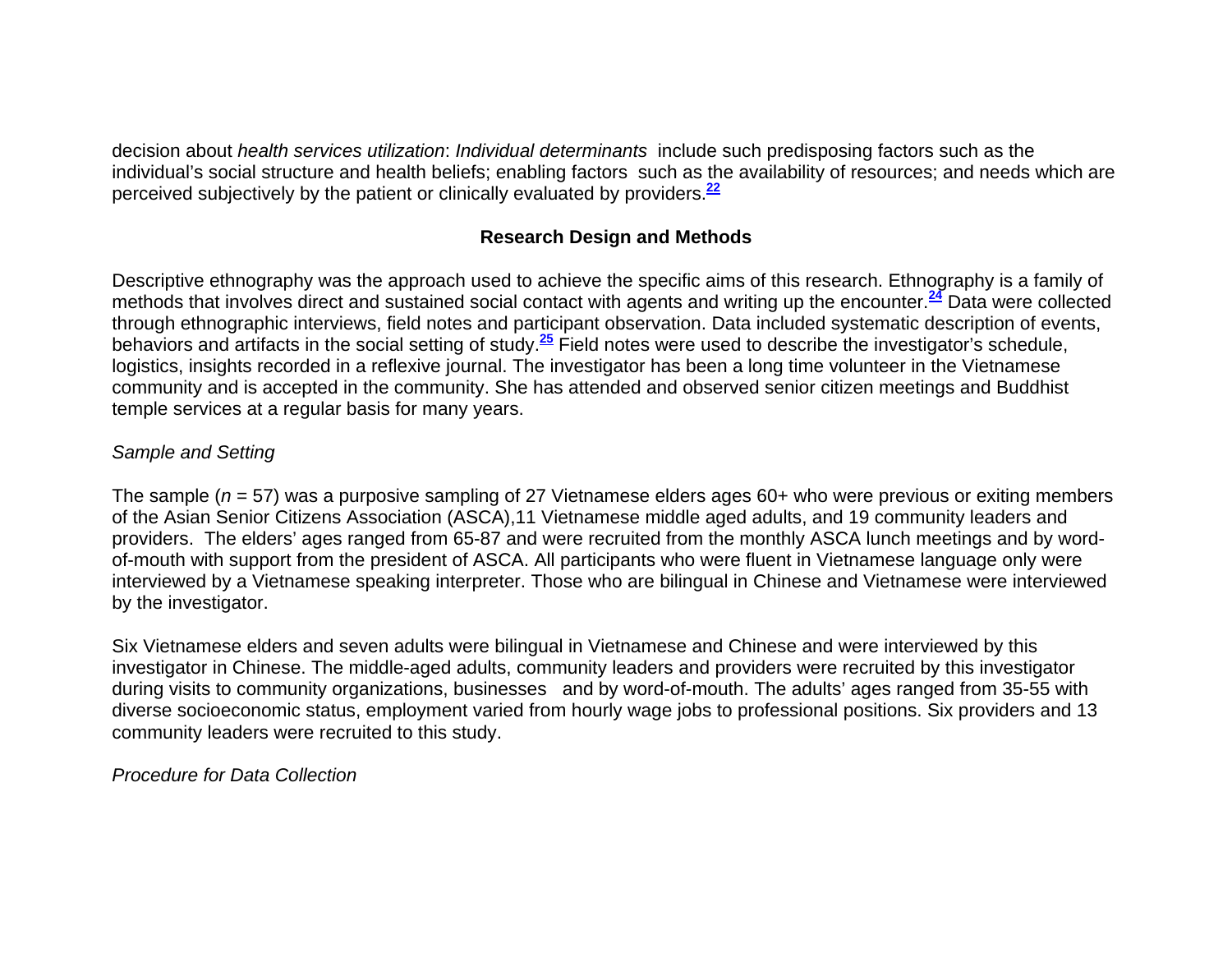decision about *health services utilization*: *Individual determinants* include such predisposing factors such as the individual's social structure and health beliefs; enabling factors such as the availability of resources; and needs which are perceived subjectively by the patient or clinically evaluated by providers.[22]

## Research Design and Methods

Descriptive ethnography was the approach used to achieve the specific aims of this research. Ethnography is a family of methods that involves direct and sustained social contact with agents and writing up the encounter.[24] Data were collected through ethnographic interviews, field notes and participant observation. Data included systematic description of events, behaviors and artifacts in the social setting of study.[25] Field notes were used to describe the investigator's schedule, logistics, insights recorded in a reflexive journal. The investigator has been a long time volunteer in the Vietnamese community and is accepted in the community. She has attended and observed senior citizen meetings and Buddhist temple services at a regular basis for many years.

### *Sample and Setting*

The sample (*n* = 57) was a purposive sampling of 27 Vietnamese elders ages 60+ who were previous or exiting members of the Asian Senior Citizens Association (ASCA),11 Vietnamese middle aged adults, and 19 community leaders and providers. The elders' ages ranged from 65-87 and were recruited from the monthly ASCA lunch meetings and by word-of-mouth with support from the president of ASCA. All participants who were fluent in Vietnamese language only were interviewed by a Vietnamese speaking interpreter. Those who are bilingual in Chinese and Vietnamese were interviewed by the investigator.

Six Vietnamese elders and seven adults were bilingual in Vietnamese and Chinese and were interviewed by this investigator in Chinese. The middle-aged adults, community leaders and providers were recruited by this investigator during visits to community organizations, businesses and by word-of-mouth. The adults' ages ranged from 35-55 with diverse socioeconomic status, employment varied from hourly wage jobs to professional positions. Six providers and 13 community leaders were recruited to this study.

### *Procedure for Data Collection*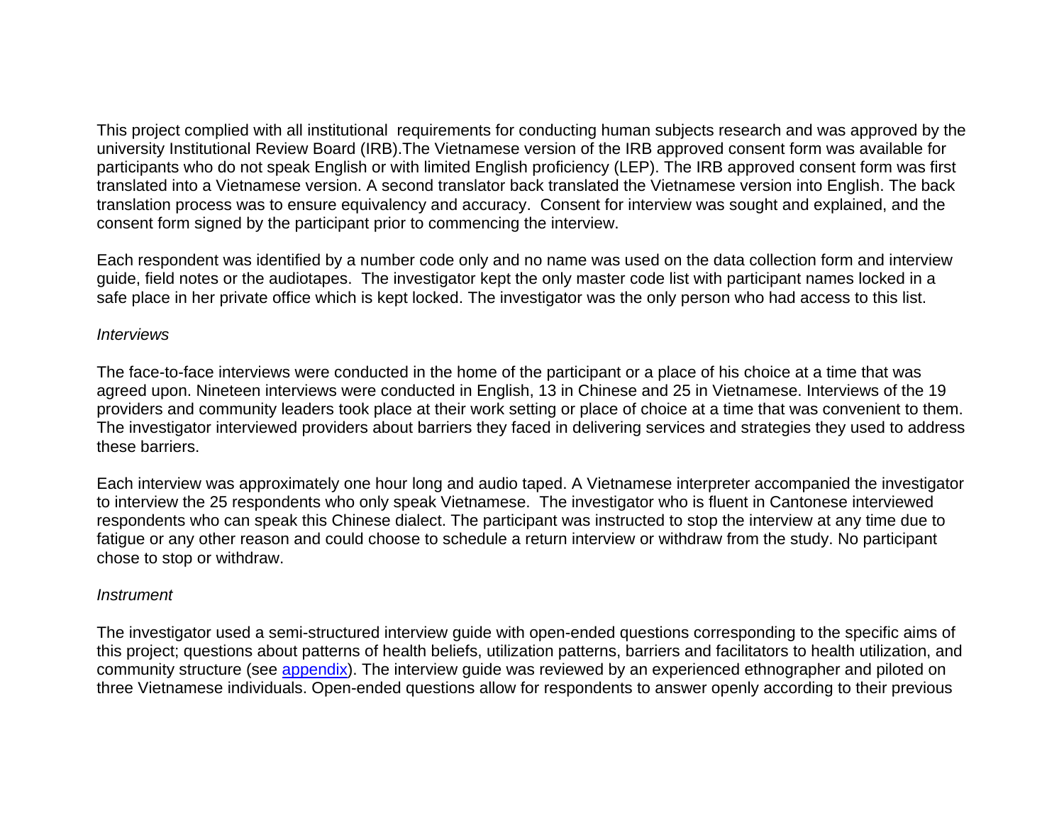This project complied with all institutional requirements for conducting human subjects research and was approved by the university Institutional Review Board (IRB).The Vietnamese version of the IRB approved consent form was available for participants who do not speak English or with limited English proficiency (LEP). The IRB approved consent form was first translated into a Vietnamese version. A second translator back translated the Vietnamese version into English. The back translation process was to ensure equivalency and accuracy. Consent for interview was sought and explained, and the consent form signed by the participant prior to commencing the interview.

Each respondent was identified by a number code only and no name was used on the data collection form and interview guide, field notes or the audiotapes. The investigator kept the only master code list with participant names locked in a safe place in her private office which is kept locked. The investigator was the only person who had access to this list.

*Interviews*

The face-to-face interviews were conducted in the home of the participant or a place of his choice at a time that was agreed upon. Nineteen interviews were conducted in English, 13 in Chinese and 25 in Vietnamese. Interviews of the 19 providers and community leaders took place at their work setting or place of choice at a time that was convenient to them. The investigator interviewed providers about barriers they faced in delivering services and strategies they used to address these barriers.

Each interview was approximately one hour long and audio taped. A Vietnamese interpreter accompanied the investigator to interview the 25 respondents who only speak Vietnamese. The investigator who is fluent in Cantonese interviewed respondents who can speak this Chinese dialect. The participant was instructed to stop the interview at any time due to fatigue or any other reason and could choose to schedule a return interview or withdraw from the study. No participant chose to stop or withdraw.

*Instrument*

The investigator used a semi-structured interview guide with open-ended questions corresponding to the specific aims of this project; questions about patterns of health beliefs, utilization patterns, barriers and facilitators to health utilization, and community structure (see appendix). The interview guide was reviewed by an experienced ethnographer and piloted on three Vietnamese individuals. Open-ended questions allow for respondents to answer openly according to their previous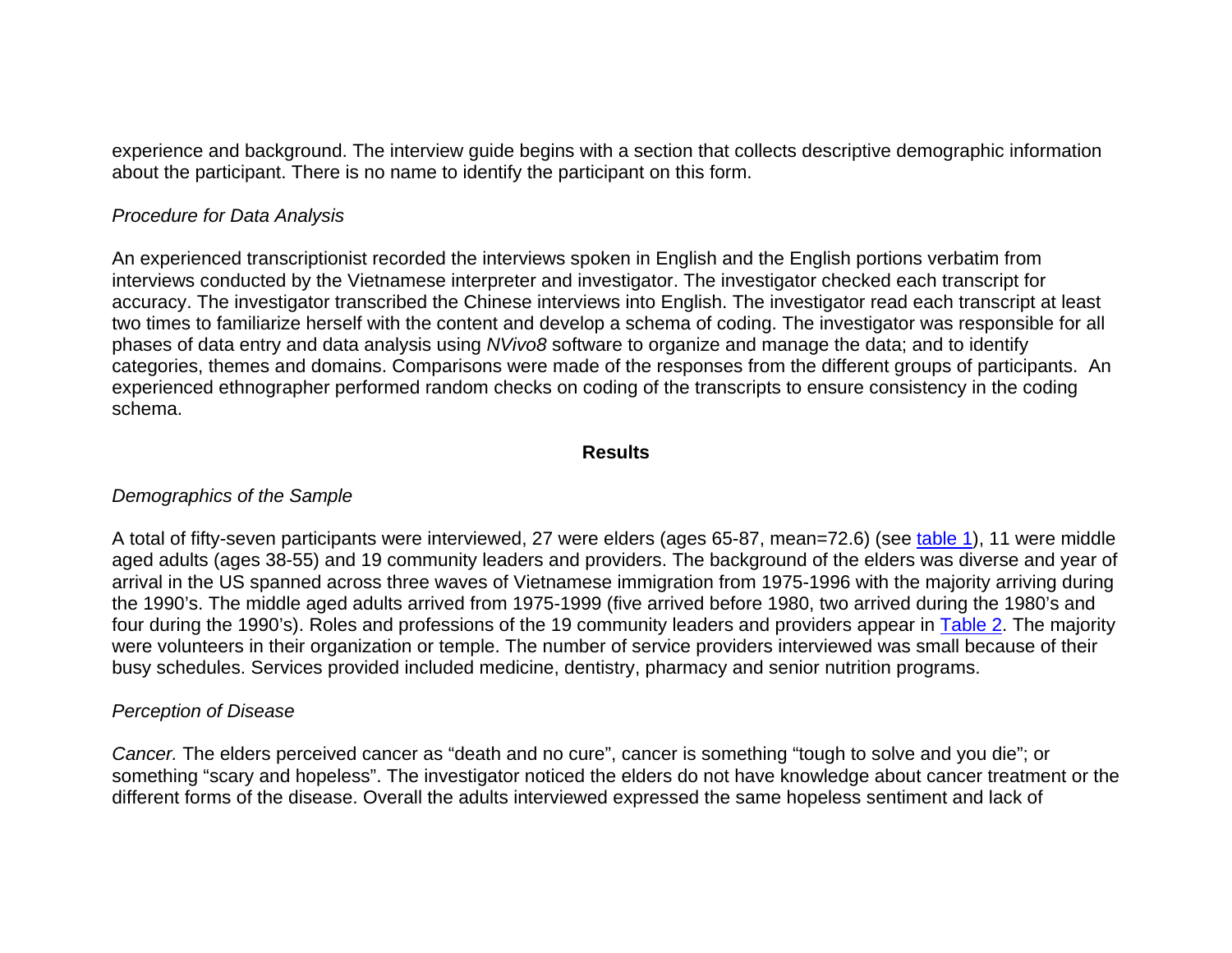experience and background. The interview guide begins with a section that collects descriptive demographic information about the participant. There is no name to identify the participant on this form.

*Procedure for Data Analysis*

An experienced transcriptionist recorded the interviews spoken in English and the English portions verbatim from interviews conducted by the Vietnamese interpreter and investigator. The investigator checked each transcript for accuracy. The investigator transcribed the Chinese interviews into English. The investigator read each transcript at least two times to familiarize herself with the content and develop a schema of coding. The investigator was responsible for all phases of data entry and data analysis using *NVivo8* software to organize and manage the data; and to identify categories, themes and domains. Comparisons were made of the responses from the different groups of participants. An experienced ethnographer performed random checks on coding of the transcripts to ensure consistency in the coding schema.

## Results

*Demographics of the Sample*

A total of fifty-seven participants were interviewed, 27 were elders (ages 65-87, mean=72.6) (see table 1), 11 were middle aged adults (ages 38-55) and 19 community leaders and providers. The background of the elders was diverse and year of arrival in the US spanned across three waves of Vietnamese immigration from 1975-1996 with the majority arriving during the 1990's. The middle aged adults arrived from 1975-1999 (five arrived before 1980, two arrived during the 1980's and four during the 1990's). Roles and professions of the 19 community leaders and providers appear in Table 2. The majority were volunteers in their organization or temple. The number of service providers interviewed was small because of their busy schedules. Services provided included medicine, dentistry, pharmacy and senior nutrition programs.

*Perception of Disease*

*Cancer.* The elders perceived cancer as "death and no cure", cancer is something "tough to solve and you die"; or something "scary and hopeless". The investigator noticed the elders do not have knowledge about cancer treatment or the different forms of the disease. Overall the adults interviewed expressed the same hopeless sentiment and lack of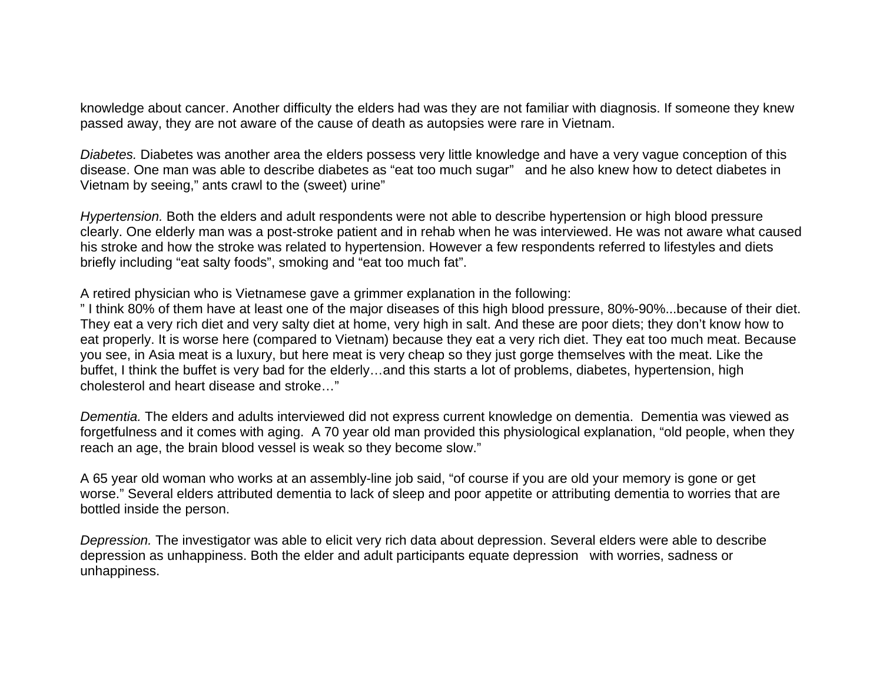knowledge about cancer. Another difficulty the elders had was they are not familiar with diagnosis. If someone they knew passed away, they are not aware of the cause of death as autopsies were rare in Vietnam.

*Diabetes.* Diabetes was another area the elders possess very little knowledge and have a very vague conception of this disease. One man was able to describe diabetes as "eat too much sugar" and he also knew how to detect diabetes in Vietnam by seeing," ants crawl to the (sweet) urine"

*Hypertension.* Both the elders and adult respondents were not able to describe hypertension or high blood pressure clearly. One elderly man was a post-stroke patient and in rehab when he was interviewed. He was not aware what caused his stroke and how the stroke was related to hypertension. However a few respondents referred to lifestyles and diets briefly including "eat salty foods", smoking and "eat too much fat".

A retired physician who is Vietnamese gave a grimmer explanation in the following:
" I think 80% of them have at least one of the major diseases of this high blood pressure, 80%-90%...because of their diet. They eat a very rich diet and very salty diet at home, very high in salt. And these are poor diets; they don't know how to eat properly. It is worse here (compared to Vietnam) because they eat a very rich diet. They eat too much meat. Because you see, in Asia meat is a luxury, but here meat is very cheap so they just gorge themselves with the meat. Like the buffet, I think the buffet is very bad for the elderly…and this starts a lot of problems, diabetes, hypertension, high cholesterol and heart disease and stroke…"

*Dementia.* The elders and adults interviewed did not express current knowledge on dementia. Dementia was viewed as forgetfulness and it comes with aging. A 70 year old man provided this physiological explanation, "old people, when they reach an age, the brain blood vessel is weak so they become slow."

A 65 year old woman who works at an assembly-line job said, "of course if you are old your memory is gone or get worse." Several elders attributed dementia to lack of sleep and poor appetite or attributing dementia to worries that are bottled inside the person.

*Depression.* The investigator was able to elicit very rich data about depression. Several elders were able to describe depression as unhappiness. Both the elder and adult participants equate depression with worries, sadness or unhappiness.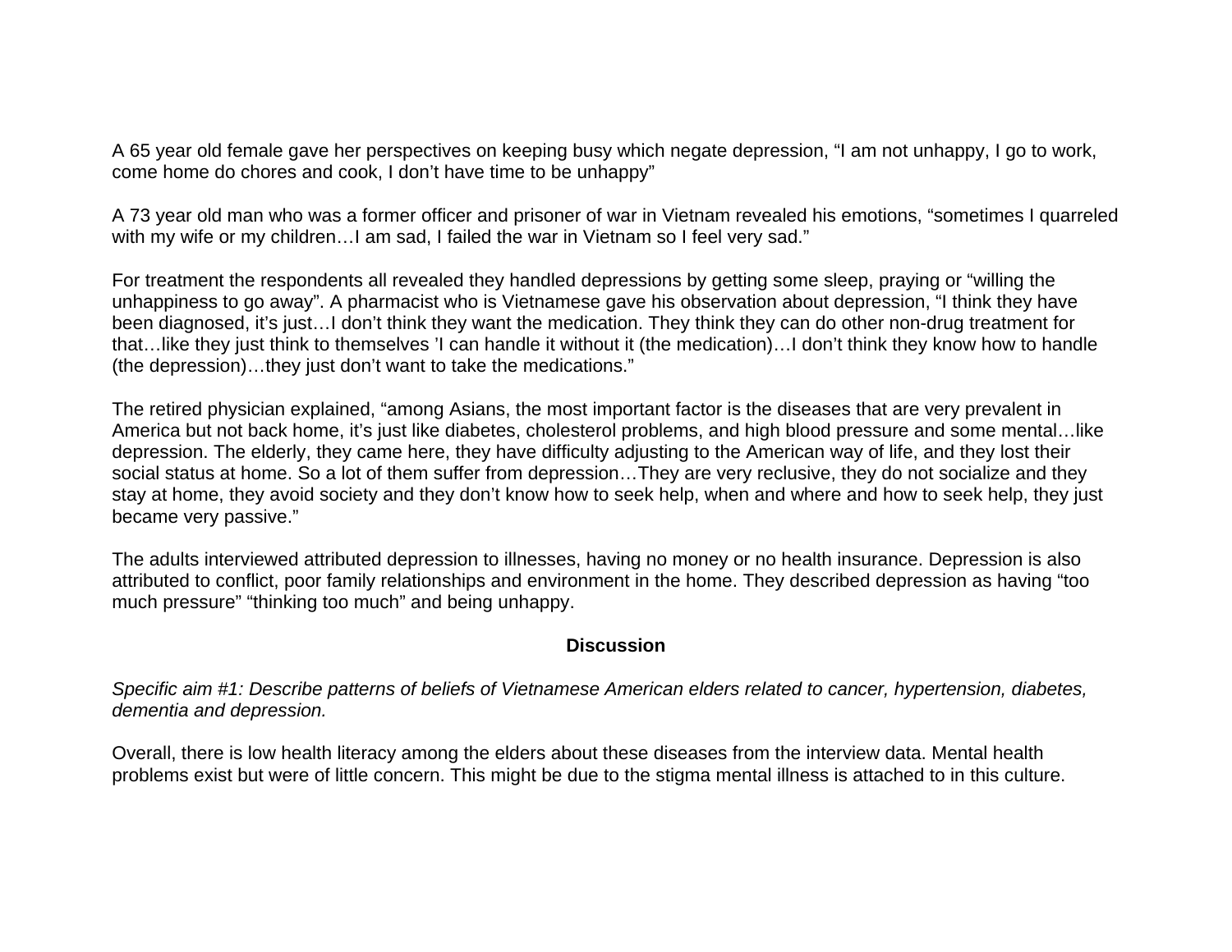A 65 year old female gave her perspectives on keeping busy which negate depression, “I am not unhappy, I go to work, come home do chores and cook, I don’t have time to be unhappy”

A 73 year old man who was a former officer and prisoner of war in Vietnam revealed his emotions, “sometimes I quarreled with my wife or my children…I am sad, I failed the war in Vietnam so I feel very sad.”

For treatment the respondents all revealed they handled depressions by getting some sleep, praying or “willing the unhappiness to go away”. A pharmacist who is Vietnamese gave his observation about depression, “I think they have been diagnosed, it’s just…I don’t think they want the medication. They think they can do other non-drug treatment for that…like they just think to themselves ’I can handle it without it (the medication)…I don’t think they know how to handle (the depression)…they just don’t want to take the medications.”

The retired physician explained, “among Asians, the most important factor is the diseases that are very prevalent in America but not back home, it’s just like diabetes, cholesterol problems, and high blood pressure and some mental…like depression. The elderly, they came here, they have difficulty adjusting to the American way of life, and they lost their social status at home. So a lot of them suffer from depression…They are very reclusive, they do not socialize and they stay at home, they avoid society and they don’t know how to seek help, when and where and how to seek help, they just became very passive.”

The adults interviewed attributed depression to illnesses, having no money or no health insurance. Depression is also attributed to conflict, poor family relationships and environment in the home. They described depression as having “too much pressure” “thinking too much” and being unhappy.

## Discussion

*Specific aim #1: Describe patterns of beliefs of Vietnamese American elders related to cancer, hypertension, diabetes, dementia and depression.*

Overall, there is low health literacy among the elders about these diseases from the interview data. Mental health problems exist but were of little concern. This might be due to the stigma mental illness is attached to in this culture.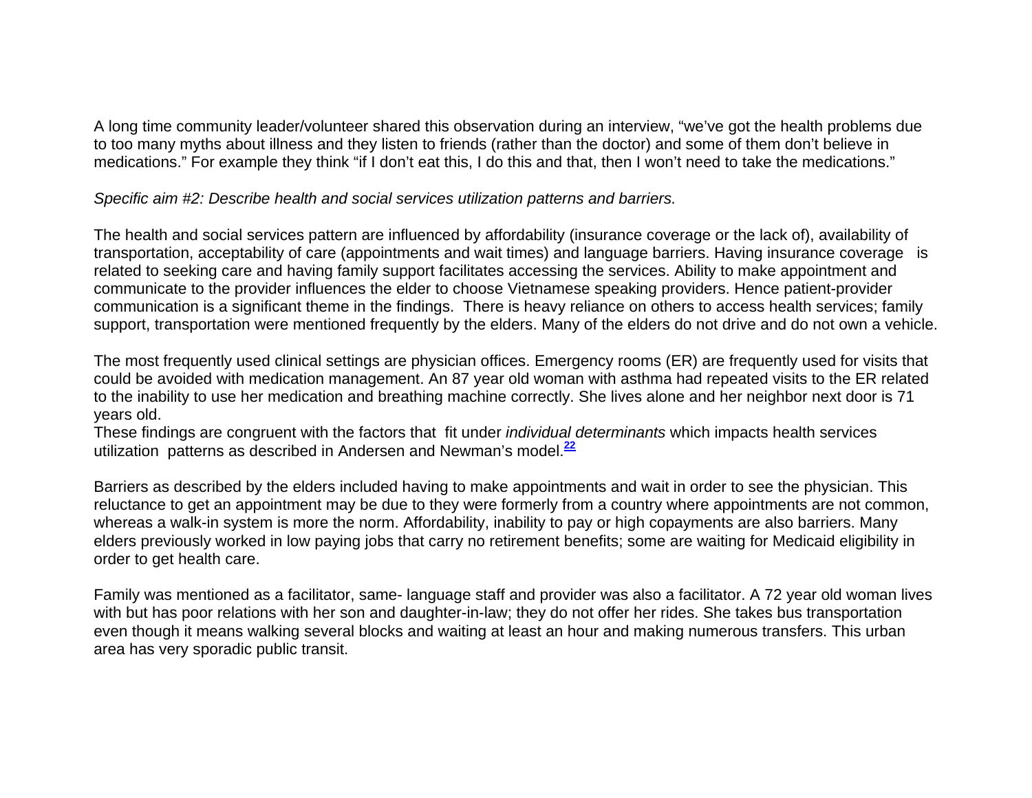A long time community leader/volunteer shared this observation during an interview, “we’ve got the health problems due to too many myths about illness and they listen to friends (rather than the doctor) and some of them don’t believe in medications.” For example they think “if I don’t eat this, I do this and that, then I won’t need to take the medications.”

*Specific aim #2: Describe health and social services utilization patterns and barriers.*

The health and social services pattern are influenced by affordability (insurance coverage or the lack of), availability of transportation, acceptability of care (appointments and wait times) and language barriers. Having insurance coverage is related to seeking care and having family support facilitates accessing the services. Ability to make appointment and communicate to the provider influences the elder to choose Vietnamese speaking providers. Hence patient-provider communication is a significant theme in the findings. There is heavy reliance on others to access health services; family support, transportation were mentioned frequently by the elders. Many of the elders do not drive and do not own a vehicle.

The most frequently used clinical settings are physician offices. Emergency rooms (ER) are frequently used for visits that could be avoided with medication management. An 87 year old woman with asthma had repeated visits to the ER related to the inability to use her medication and breathing machine correctly. She lives alone and her neighbor next door is 71 years old.
These findings are congruent with the factors that fit under *individual determinants* which impacts health services utilization patterns as described in Andersen and Newman’s model.[22]

Barriers as described by the elders included having to make appointments and wait in order to see the physician. This reluctance to get an appointment may be due to they were formerly from a country where appointments are not common, whereas a walk-in system is more the norm. Affordability, inability to pay or high copayments are also barriers. Many elders previously worked in low paying jobs that carry no retirement benefits; some are waiting for Medicaid eligibility in order to get health care.

Family was mentioned as a facilitator, same- language staff and provider was also a facilitator. A 72 year old woman lives with but has poor relations with her son and daughter-in-law; they do not offer her rides. She takes bus transportation even though it means walking several blocks and waiting at least an hour and making numerous transfers. This urban area has very sporadic public transit.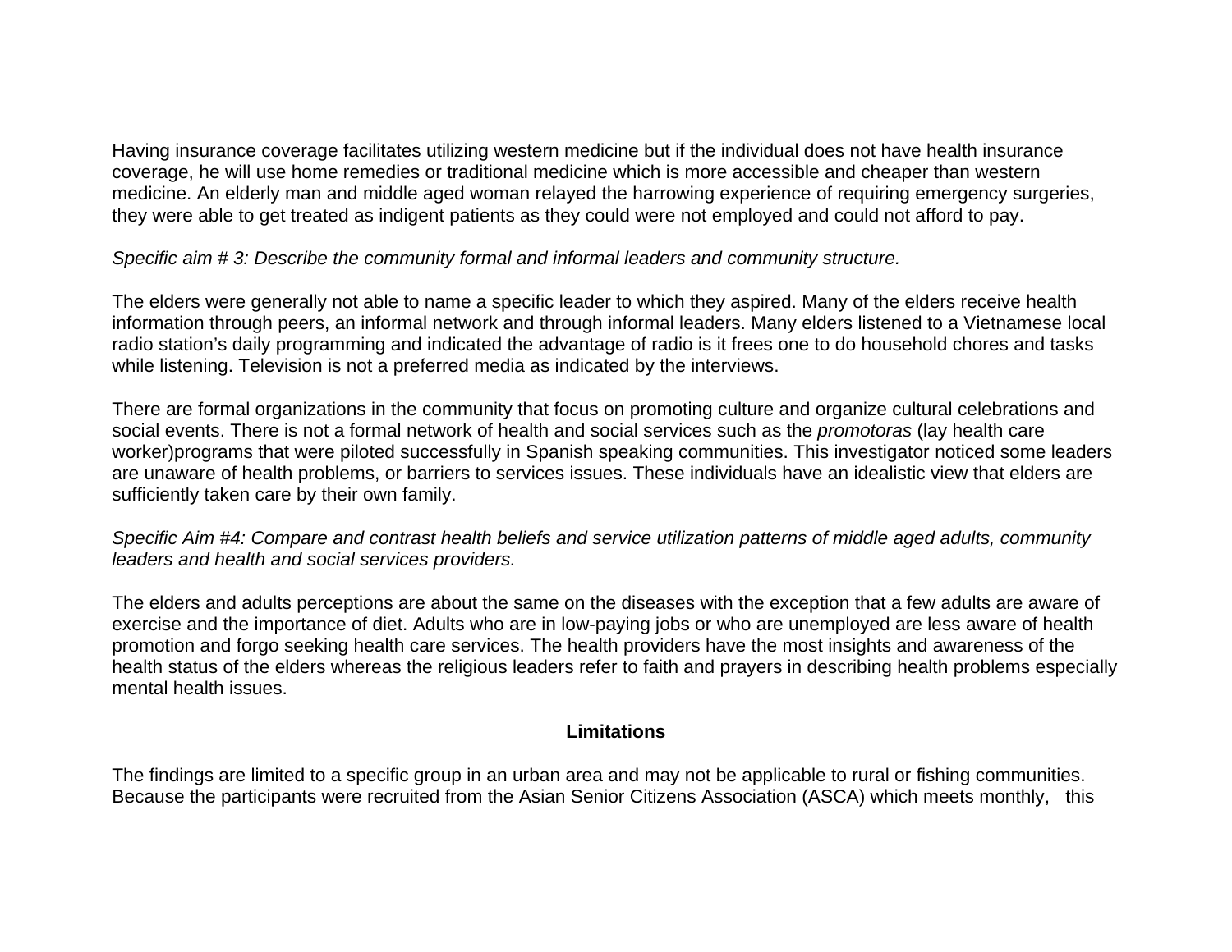Having insurance coverage facilitates utilizing western medicine but if the individual does not have health insurance coverage, he will use home remedies or traditional medicine which is more accessible and cheaper than western medicine. An elderly man and middle aged woman relayed the harrowing experience of requiring emergency surgeries, they were able to get treated as indigent patients as they could were not employed and could not afford to pay.

*Specific aim # 3: Describe the community formal and informal leaders and community structure.*

The elders were generally not able to name a specific leader to which they aspired. Many of the elders receive health information through peers, an informal network and through informal leaders. Many elders listened to a Vietnamese local radio station's daily programming and indicated the advantage of radio is it frees one to do household chores and tasks while listening. Television is not a preferred media as indicated by the interviews.

There are formal organizations in the community that focus on promoting culture and organize cultural celebrations and social events. There is not a formal network of health and social services such as the *promotoras* (lay health care worker)programs that were piloted successfully in Spanish speaking communities. This investigator noticed some leaders are unaware of health problems, or barriers to services issues. These individuals have an idealistic view that elders are sufficiently taken care by their own family.

*Specific Aim #4: Compare and contrast health beliefs and service utilization patterns of middle aged adults, community leaders and health and social services providers.*

The elders and adults perceptions are about the same on the diseases with the exception that a few adults are aware of exercise and the importance of diet. Adults who are in low-paying jobs or who are unemployed are less aware of health promotion and forgo seeking health care services. The health providers have the most insights and awareness of the health status of the elders whereas the religious leaders refer to faith and prayers in describing health problems especially mental health issues.

## Limitations

The findings are limited to a specific group in an urban area and may not be applicable to rural or fishing communities. Because the participants were recruited from the Asian Senior Citizens Association (ASCA) which meets monthly, this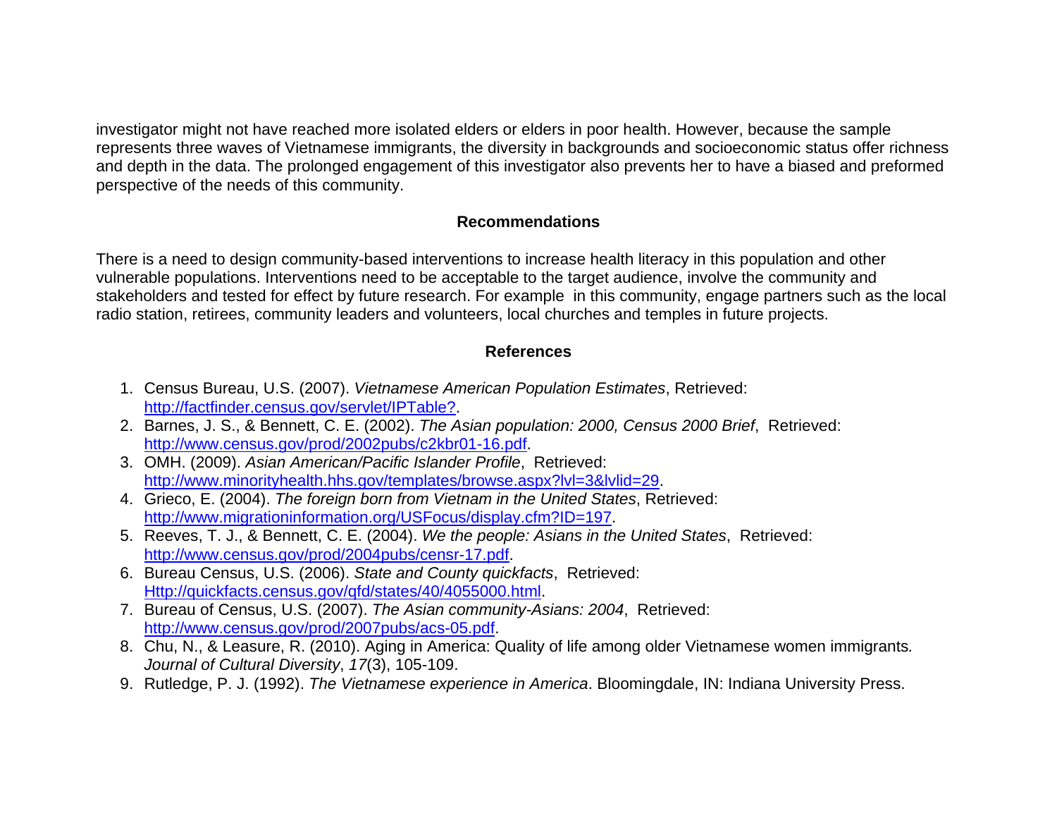investigator might not have reached more isolated elders or elders in poor health. However, because the sample represents three waves of Vietnamese immigrants, the diversity in backgrounds and socioeconomic status offer richness and depth in the data. The prolonged engagement of this investigator also prevents her to have a biased and preformed perspective of the needs of this community.

## Recommendations

There is a need to design community-based interventions to increase health literacy in this population and other vulnerable populations. Interventions need to be acceptable to the target audience, involve the community and stakeholders and tested for effect by future research. For example in this community, engage partners such as the local radio station, retirees, community leaders and volunteers, local churches and temples in future projects.

## References

1. Census Bureau, U.S. (2007). *Vietnamese American Population Estimates*, Retrieved: http://factfinder.census.gov/servlet/IPTable?.
2. Barnes, J. S., & Bennett, C. E. (2002). *The Asian population: 2000, Census 2000 Brief*, Retrieved: http://www.census.gov/prod/2002pubs/c2kbr01-16.pdf.
3. OMH. (2009). *Asian American/Pacific Islander Profile*, Retrieved: http://www.minorityhealth.hhs.gov/templates/browse.aspx?lvl=3&lvlid=29.
4. Grieco, E. (2004). *The foreign born from Vietnam in the United States*, Retrieved: http://www.migrationinformation.org/USFocus/display.cfm?ID=197.
5. Reeves, T. J., & Bennett, C. E. (2004). *We the people: Asians in the United States*, Retrieved: http://www.census.gov/prod/2004pubs/censr-17.pdf.
6. Bureau Census, U.S. (2006). *State and County quickfacts*, Retrieved: Http://quickfacts.census.gov/qfd/states/40/4055000.html.
7. Bureau of Census, U.S. (2007). *The Asian community-Asians: 2004*, Retrieved: http://www.census.gov/prod/2007pubs/acs-05.pdf.
8. Chu, N., & Leasure, R. (2010). Aging in America: Quality of life among older Vietnamese women immigrants. *Journal of Cultural Diversity*, *17*(3), 105-109.
9. Rutledge, P. J. (1992). *The Vietnamese experience in America*. Bloomingdale, IN: Indiana University Press.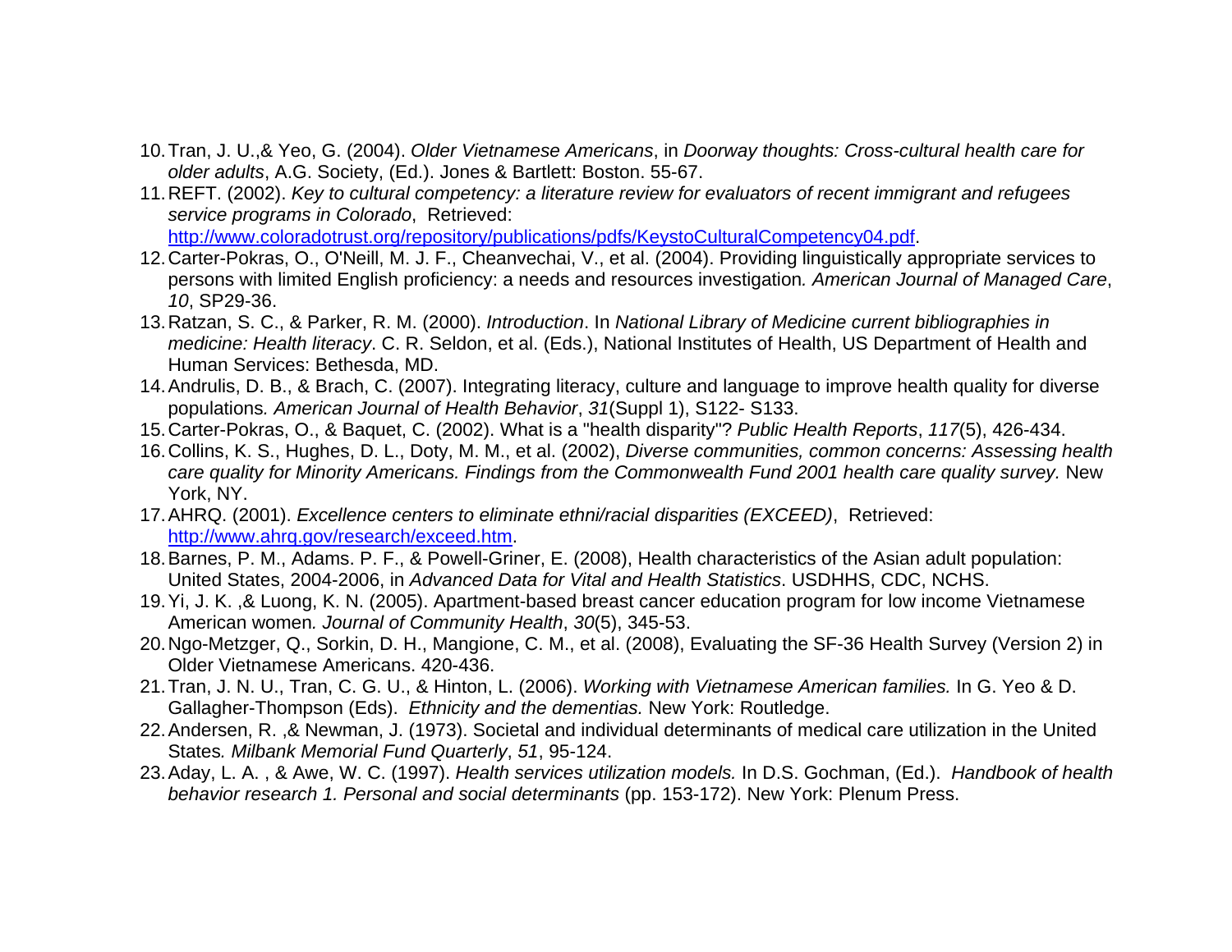10. Tran, J. U.,& Yeo, G. (2004). *Older Vietnamese Americans*, in *Doorway thoughts: Cross-cultural health care for older adults*, A.G. Society, (Ed.). Jones & Bartlett: Boston. 55-67.
11. REFT. (2002). *Key to cultural competency: a literature review for evaluators of recent immigrant and refugees service programs in Colorado*, Retrieved: [http://www.coloradotrust.org/repository/publications/pdfs/KeystoCulturalCompetency04.pdf](http://www.coloradotrust.org/repository/publications/pdfs/KeystoCulturalCompetency04.pdf).
12. Carter-Pokras, O., O'Neill, M. J. F., Cheanvechai, V., et al. (2004). Providing linguistically appropriate services to persons with limited English proficiency: a needs and resources investigation*. American Journal of Managed Care*, *10*, SP29-36.
13. Ratzan, S. C., & Parker, R. M. (2000). *Introduction*. In *National Library of Medicine current bibliographies in medicine: Health literacy*. C. R. Seldon, et al. (Eds.), National Institutes of Health, US Department of Health and Human Services: Bethesda, MD.
14. Andrulis, D. B., & Brach, C. (2007). Integrating literacy, culture and language to improve health quality for diverse populations*. American Journal of Health Behavior*, *31*(Suppl 1), S122- S133.
15. Carter-Pokras, O., & Baquet, C. (2002). What is a "health disparity"? *Public Health Reports*, *117*(5), 426-434.
16. Collins, K. S., Hughes, D. L., Doty, M. M., et al. (2002), *Diverse communities, common concerns: Assessing health care quality for Minority Americans. Findings from the Commonwealth Fund 2001 health care quality survey.* New York, NY.
17. AHRQ. (2001). *Excellence centers to eliminate ethni/racial disparities (EXCEED)*, Retrieved: [http://www.ahrq.gov/research/exceed.htm](http://www.ahrq.gov/research/exceed.htm).
18. Barnes, P. M., Adams. P. F., & Powell-Griner, E. (2008), Health characteristics of the Asian adult population: United States, 2004-2006, in *Advanced Data for Vital and Health Statistics*. USDHHS, CDC, NCHS.
19. Yi, J. K. ,& Luong, K. N. (2005). Apartment-based breast cancer education program for low income Vietnamese American women*. Journal of Community Health*, *30*(5), 345-53.
20. Ngo-Metzger, Q., Sorkin, D. H., Mangione, C. M., et al. (2008), Evaluating the SF-36 Health Survey (Version 2) in Older Vietnamese Americans. 420-436.
21. Tran, J. N. U., Tran, C. G. U., & Hinton, L. (2006). *Working with Vietnamese American families.* In G. Yeo & D. Gallagher-Thompson (Eds). *Ethnicity and the dementias.* New York: Routledge.
22. Andersen, R. ,& Newman, J. (1973). Societal and individual determinants of medical care utilization in the United States*. Milbank Memorial Fund Quarterly*, *51*, 95-124.
23. Aday, L. A. , & Awe, W. C. (1997). *Health services utilization models.* In D.S. Gochman, (Ed.). *Handbook of health behavior research 1. Personal and social determinants* (pp. 153-172). New York: Plenum Press.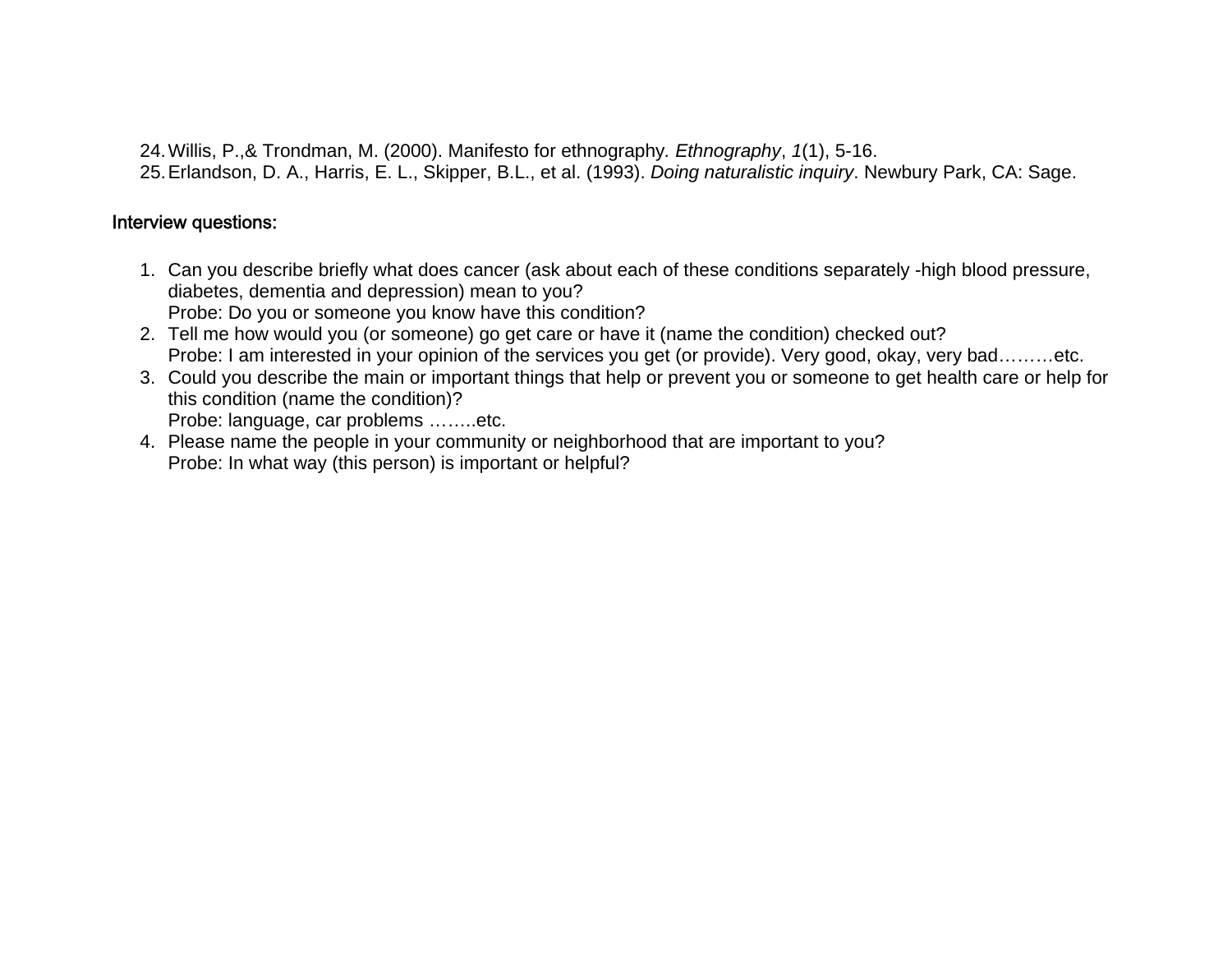24. Willis, P.,& Trondman, M. (2000). Manifesto for ethnography. *Ethnography*, *1*(1), 5-16.
25. Erlandson, D. A., Harris, E. L., Skipper, B.L., et al. (1993). *Doing naturalistic inquiry*. Newbury Park, CA: Sage.

**Interview questions:**

1. Can you describe briefly what does cancer (ask about each of these conditions separately -high blood pressure, diabetes, dementia and depression) mean to you?
   Probe: Do you or someone you know have this condition?
2. Tell me how would you (or someone) go get care or have it (name the condition) checked out?
   Probe: I am interested in your opinion of the services you get (or provide). Very good, okay, very bad………etc.
3. Could you describe the main or important things that help or prevent you or someone to get health care or help for this condition (name the condition)?
   Probe: language, car problems ……..etc.
4. Please name the people in your community or neighborhood that are important to you?
   Probe: In what way (this person) is important or helpful?